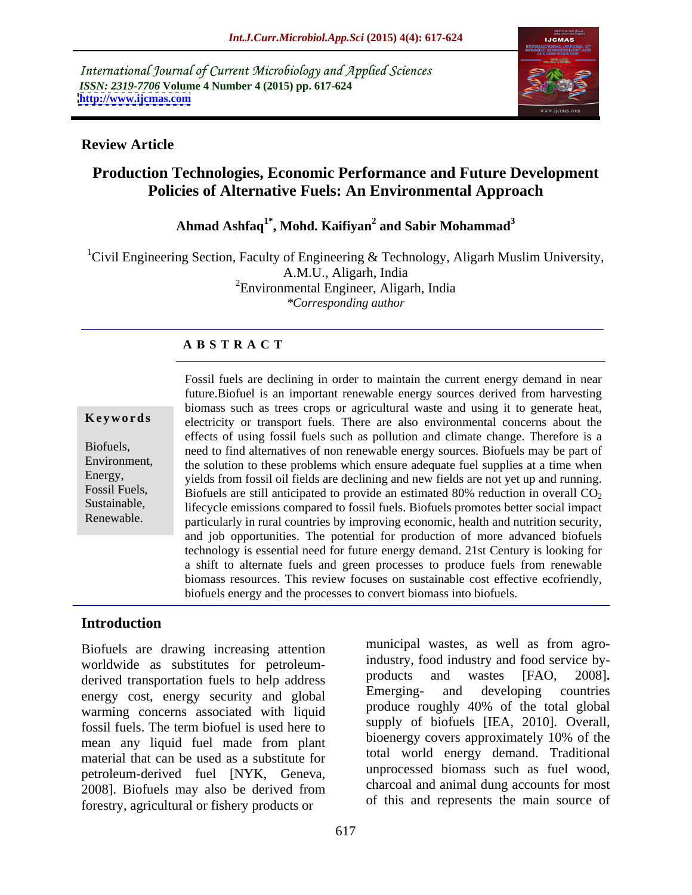*International Journal of Current Microbiology and Applied Sciences*
***ISSN: 2319-7706* Volume 4 Number 4 (2015) pp. 617-624**
**http://www.ijcmas.com**

**Review Article**

# Production Technologies, Economic Performance and Future Development Policies of Alternative Fuels: An Environmental Approach

**Ahmad Ashfaq[1*], Mohd. Kaifiyan[2] and Sabir Mohammad[3]**

[1]Civil Engineering Section, Faculty of Engineering & Technology, Aligarh Muslim University, A.M.U., Aligarh, India
[2]Environmental Engineer, Aligarh, India
*\*Corresponding author*

## A B S T R A C T

**Keywords**

Biofuels, Environment, Energy, Fossil Fuels, Sustainable, Renewable.

Fossil fuels are declining in order to maintain the current energy demand in near future.Biofuel is an important renewable energy sources derived from harvesting biomass such as trees crops or agricultural waste and using it to generate heat, electricity or transport fuels. There are also environmental concerns about the effects of using fossil fuels such as pollution and climate change. Therefore is a need to find alternatives of non renewable energy sources. Biofuels may be part of the solution to these problems which ensure adequate fuel supplies at a time when yields from fossil oil fields are declining and new fields are not yet up and running. Biofuels are still anticipated to provide an estimated 80% reduction in overall $CO_2$ lifecycle emissions compared to fossil fuels. Biofuels promotes better social impact particularly in rural countries by improving economic, health and nutrition security, and job opportunities. The potential for production of more advanced biofuels technology is essential need for future energy demand. 21st Century is looking for a shift to alternate fuels and green processes to produce fuels from renewable biomass resources. This review focuses on sustainable cost effective ecofriendly, biofuels energy and the processes to convert biomass into biofuels.

## Introduction

Biofuels are drawing increasing attention worldwide as substitutes for petroleum-derived transportation fuels to help address energy cost, energy security and global warming concerns associated with liquid fossil fuels. The term biofuel is used here to mean any liquid fuel made from plant material that can be used as a substitute for petroleum-derived fuel [NYK, Geneva, 2008]. Biofuels may also be derived from forestry, agricultural or fishery products or municipal wastes, as well as from agro-industry, food industry and food service by-products and wastes [FAO, 2008]**.** Emerging- and developing countries produce roughly 40% of the total global supply of biofuels [IEA, 2010]. Overall, bioenergy covers approximately 10% of the total world energy demand. Traditional unprocessed biomass such as fuel wood, charcoal and animal dung accounts for most of this and represents the main source of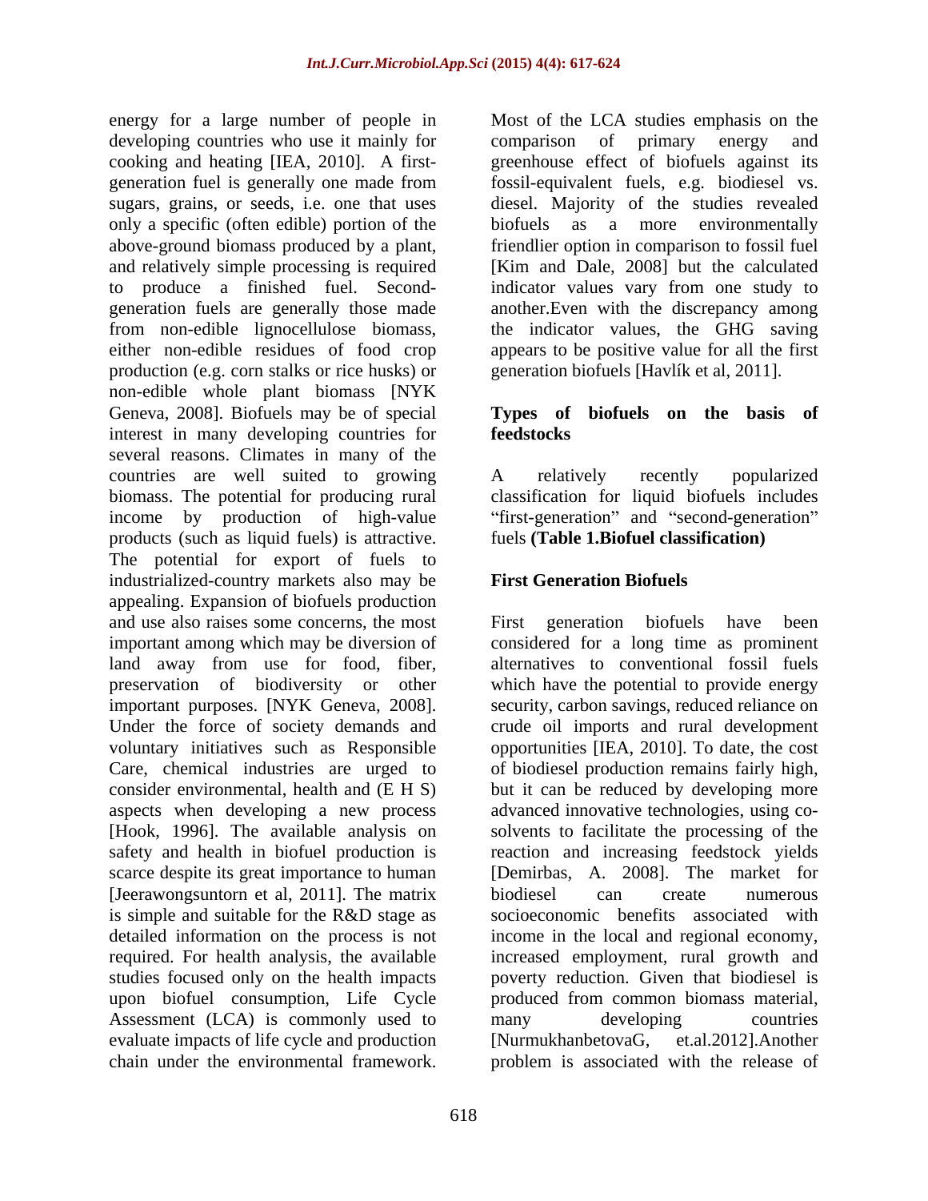energy for a large number of people in developing countries who use it mainly for cooking and heating [IEA, 2010]. A first-generation fuel is generally one made from sugars, grains, or seeds, i.e. one that uses only a specific (often edible) portion of the above-ground biomass produced by a plant, and relatively simple processing is required to produce a finished fuel. Second-generation fuels are generally those made from non-edible lignocellulose biomass, either non-edible residues of food crop production (e.g. corn stalks or rice husks) or non-edible whole plant biomass [NYK Geneva, 2008]. Biofuels may be of special interest in many developing countries for several reasons. Climates in many of the countries are well suited to growing biomass. The potential for producing rural income by production of high-value products (such as liquid fuels) is attractive. The potential for export of fuels to industrialized-country markets also may be appealing. Expansion of biofuels production and use also raises some concerns, the most important among which may be diversion of land away from use for food, fiber, preservation of biodiversity or other important purposes. [NYK Geneva, 2008]. Under the force of society demands and voluntary initiatives such as Responsible Care, chemical industries are urged to consider environmental, health and (E H S) aspects when developing a new process [Hook, 1996]. The available analysis on safety and health in biofuel production is scarce despite its great importance to human [Jeerawongsuntorn et al, 2011]. The matrix is simple and suitable for the R&D stage as detailed information on the process is not required. For health analysis, the available studies focused only on the health impacts upon biofuel consumption, Life Cycle Assessment (LCA) is commonly used to evaluate impacts of life cycle and production chain under the environmental framework. Most of the LCA studies emphasis on the comparison of primary energy and greenhouse effect of biofuels against its fossil-equivalent fuels, e.g. biodiesel vs. diesel. Majority of the studies revealed biofuels as a more environmentally friendlier option in comparison to fossil fuel [Kim and Dale, 2008] but the calculated indicator values vary from one study to another.Even with the discrepancy among the indicator values, the GHG saving appears to be positive value for all the first generation biofuels [Havlík et al, 2011].

## Types of biofuels on the basis of feedstocks

A relatively recently popularized classification for liquid biofuels includes "first-generation" and "second-generation" fuels **(Table 1.Biofuel classification)**

## First Generation Biofuels

First generation biofuels have been considered for a long time as prominent alternatives to conventional fossil fuels which have the potential to provide energy security, carbon savings, reduced reliance on crude oil imports and rural development opportunities [IEA, 2010]. To date, the cost of biodiesel production remains fairly high, but it can be reduced by developing more advanced innovative technologies, using co-solvents to facilitate the processing of the reaction and increasing feedstock yields [Demirbas, A. 2008]. The market for biodiesel can create numerous socioeconomic benefits associated with income in the local and regional economy, increased employment, rural growth and poverty reduction. Given that biodiesel is produced from common biomass material, many developing countries [NurmukhanbetovaG, et.al.2012].Another problem is associated with the release of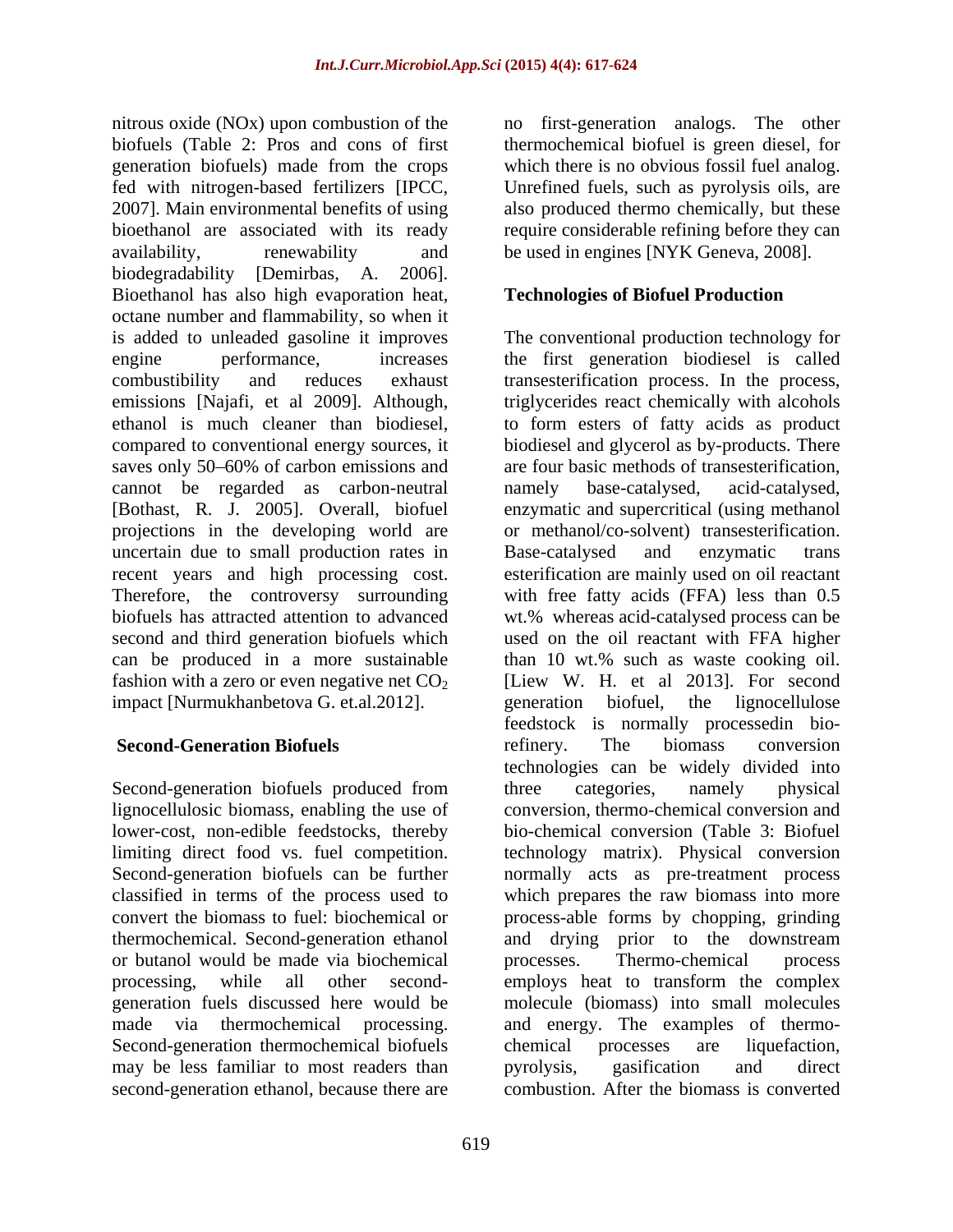nitrous oxide (NOx) upon combustion of the biofuels (Table 2: Pros and cons of first generation biofuels) made from the crops fed with nitrogen-based fertilizers [IPCC, 2007]. Main environmental benefits of using bioethanol are associated with its ready availability, renewability and biodegradability [Demirbas, A. 2006]. Bioethanol has also high evaporation heat, octane number and flammability, so when it is added to unleaded gasoline it improves engine performance, increases combustibility and reduces exhaust emissions [Najafi, et al 2009]. Although, ethanol is much cleaner than biodiesel, compared to conventional energy sources, it saves only 50–60% of carbon emissions and cannot be regarded as carbon-neutral [Bothast, R. J. 2005]. Overall, biofuel projections in the developing world are uncertain due to small production rates in recent years and high processing cost. Therefore, the controversy surrounding biofuels has attracted attention to advanced second and third generation biofuels which can be produced in a more sustainable fashion with a zero or even negative net $CO_2$ impact [Nurmukhanbetova G. et.al.2012].

## Second-Generation Biofuels

Second-generation biofuels produced from lignocellulosic biomass, enabling the use of lower-cost, non-edible feedstocks, thereby limiting direct food vs. fuel competition. Second-generation biofuels can be further classified in terms of the process used to convert the biomass to fuel: biochemical or thermochemical. Second-generation ethanol or butanol would be made via biochemical processing, while all other second-generation fuels discussed here would be made via thermochemical processing. Second-generation thermochemical biofuels may be less familiar to most readers than second-generation ethanol, because there are no first-generation analogs. The other thermochemical biofuel is green diesel, for which there is no obvious fossil fuel analog. Unrefined fuels, such as pyrolysis oils, are also produced thermo chemically, but these require considerable refining before they can be used in engines [NYK Geneva, 2008].

## Technologies of Biofuel Production

The conventional production technology for the first generation biodiesel is called transesterification process. In the process, triglycerides react chemically with alcohols to form esters of fatty acids as product biodiesel and glycerol as by-products. There are four basic methods of transesterification, namely base-catalysed, acid-catalysed, enzymatic and supercritical (using methanol or methanol/co-solvent) transesterification. Base-catalysed and enzymatic trans esterification are mainly used on oil reactant with free fatty acids (FFA) less than 0.5 wt.% whereas acid-catalysed process can be used on the oil reactant with FFA higher than 10 wt.% such as waste cooking oil. [Liew W. H. et al 2013]. For second generation biofuel, the lignocellulose feedstock is normally processedin bio-refinery. The biomass conversion technologies can be widely divided into three categories, namely physical conversion, thermo-chemical conversion and bio-chemical conversion (Table 3: Biofuel technology matrix). Physical conversion normally acts as pre-treatment process which prepares the raw biomass into more process-able forms by chopping, grinding and drying prior to the downstream processes. Thermo-chemical process employs heat to transform the complex molecule (biomass) into small molecules and energy. The examples of thermo-chemical processes are liquefaction, pyrolysis, gasification and direct combustion. After the biomass is converted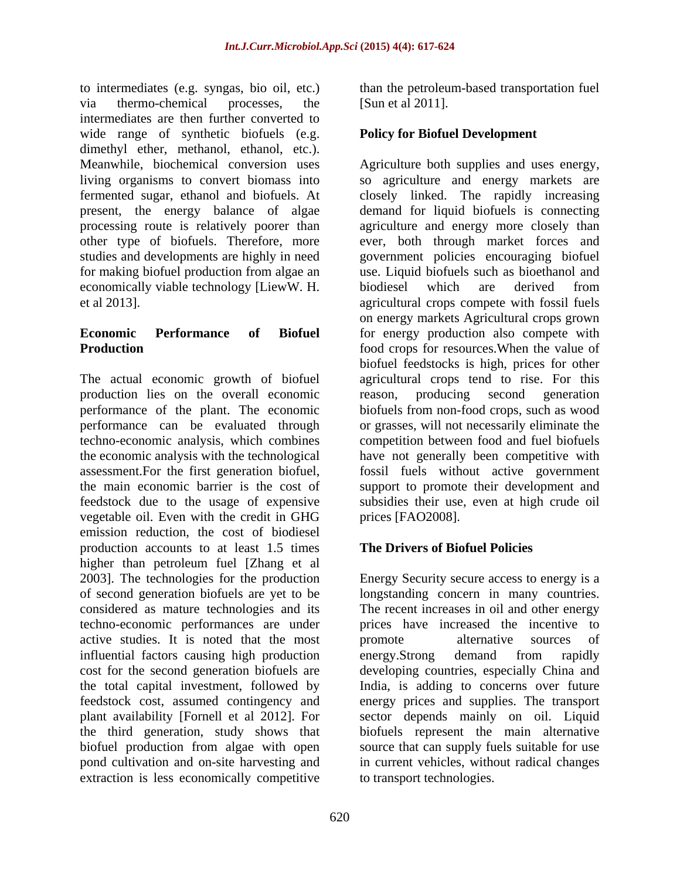to intermediates (e.g. syngas, bio oil, etc.) via thermo-chemical processes, the intermediates are then further converted to wide range of synthetic biofuels (e.g. dimethyl ether, methanol, ethanol, etc.). Meanwhile, biochemical conversion uses living organisms to convert biomass into fermented sugar, ethanol and biofuels. At present, the energy balance of algae processing route is relatively poorer than other type of biofuels. Therefore, more studies and developments are highly in need for making biofuel production from algae an economically viable technology [LiewW. H. et al 2013].

**Economic Performance of Biofuel Production**

The actual economic growth of biofuel production lies on the overall economic performance of the plant. The economic performance can be evaluated through techno-economic analysis, which combines the economic analysis with the technological assessment.For the first generation biofuel, the main economic barrier is the cost of feedstock due to the usage of expensive vegetable oil. Even with the credit in GHG emission reduction, the cost of biodiesel production accounts to at least 1.5 times higher than petroleum fuel [Zhang et al 2003]. The technologies for the production of second generation biofuels are yet to be considered as mature technologies and its techno-economic performances are under active studies. It is noted that the most influential factors causing high production cost for the second generation biofuels are the total capital investment, followed by feedstock cost, assumed contingency and plant availability [Fornell et al 2012]. For the third generation, study shows that biofuel production from algae with open pond cultivation and on-site harvesting and extraction is less economically competitive than the petroleum-based transportation fuel [Sun et al 2011].

**Policy for Biofuel Development**

Agriculture both supplies and uses energy, so agriculture and energy markets are closely linked. The rapidly increasing demand for liquid biofuels is connecting agriculture and energy more closely than ever, both through market forces and government policies encouraging biofuel use. Liquid biofuels such as bioethanol and biodiesel which are derived from agricultural crops compete with fossil fuels on energy markets Agricultural crops grown for energy production also compete with food crops for resources.When the value of biofuel feedstocks is high, prices for other agricultural crops tend to rise. For this reason, producing second generation biofuels from non-food crops, such as wood or grasses, will not necessarily eliminate the competition between food and fuel biofuels have not generally been competitive with fossil fuels without active government support to promote their development and subsidies their use, even at high crude oil prices [FAO2008].

**The Drivers of Biofuel Policies**

Energy Security secure access to energy is a longstanding concern in many countries. The recent increases in oil and other energy prices have increased the incentive to promote alternative sources of energy.Strong demand from rapidly developing countries, especially China and India, is adding to concerns over future energy prices and supplies. The transport sector depends mainly on oil. Liquid biofuels represent the main alternative source that can supply fuels suitable for use in current vehicles, without radical changes to transport technologies.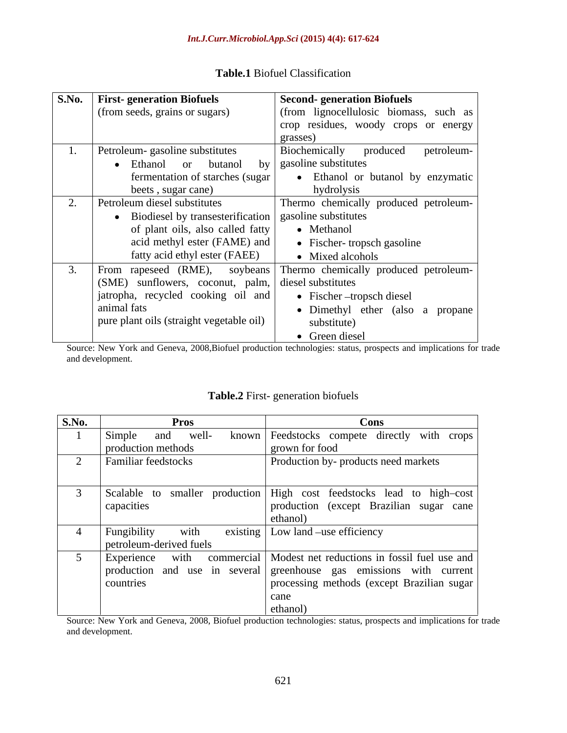**Table.1** Biofuel Classification

| S.No. | **First- generation Biofuels** (from seeds, grains or sugars) | **Second- generation Biofuels** (from lignocellulosic biomass, such as crop residues, woody crops or energy grasses) |
|---|---|---|
| 1. | Petroleum- gasoline substitutes <br>• Ethanol or butanol by fermentation of starches (sugar beets , sugar cane) | Biochemically produced petroleum-gasoline substitutes <br>• Ethanol or butanol by enzymatic hydrolysis |
| 2. | Petroleum diesel substitutes <br>• Biodiesel by transesterification of plant oils, also called fatty acid methyl ester (FAME) and fatty acid ethyl ester (FAEE) | Thermo chemically produced petroleum-gasoline substitutes <br>• Methanol <br>• Fischer- tropsch gasoline <br>• Mixed alcohols |
| 3. | From rapeseed (RME), soybeans (SME) sunflowers, coconut, palm, jatropha, recycled cooking oil and animal fats <br>pure plant oils (straight vegetable oil) | Thermo chemically produced petroleum-diesel substitutes <br>• Fischer –tropsch diesel <br>• Dimethyl ether (also a propane substitute) <br>• Green diesel |

Source: New York and Geneva, 2008,Biofuel production technologies: status, prospects and implications for trade and development.

**Table.2** First- generation biofuels

| S.No. | Pros | Cons |
|---|---|---|
| 1 | Simple and well- known production methods | Feedstocks compete directly with crops grown for food |
| 2 | Familiar feedstocks | Production by- products need markets |
| 3 | Scalable to smaller production capacities | High cost feedstocks lead to high–cost production (except Brazilian sugar cane ethanol) |
| 4 | Fungibility with existing petroleum-derived fuels | Low land –use efficiency |
| 5 | Experience with commercial production and use in several countries | Modest net reductions in fossil fuel use and greenhouse gas emissions with current processing methods (except Brazilian sugar cane ethanol) |

Source: New York and Geneva, 2008, Biofuel production technologies: status, prospects and implications for trade and development.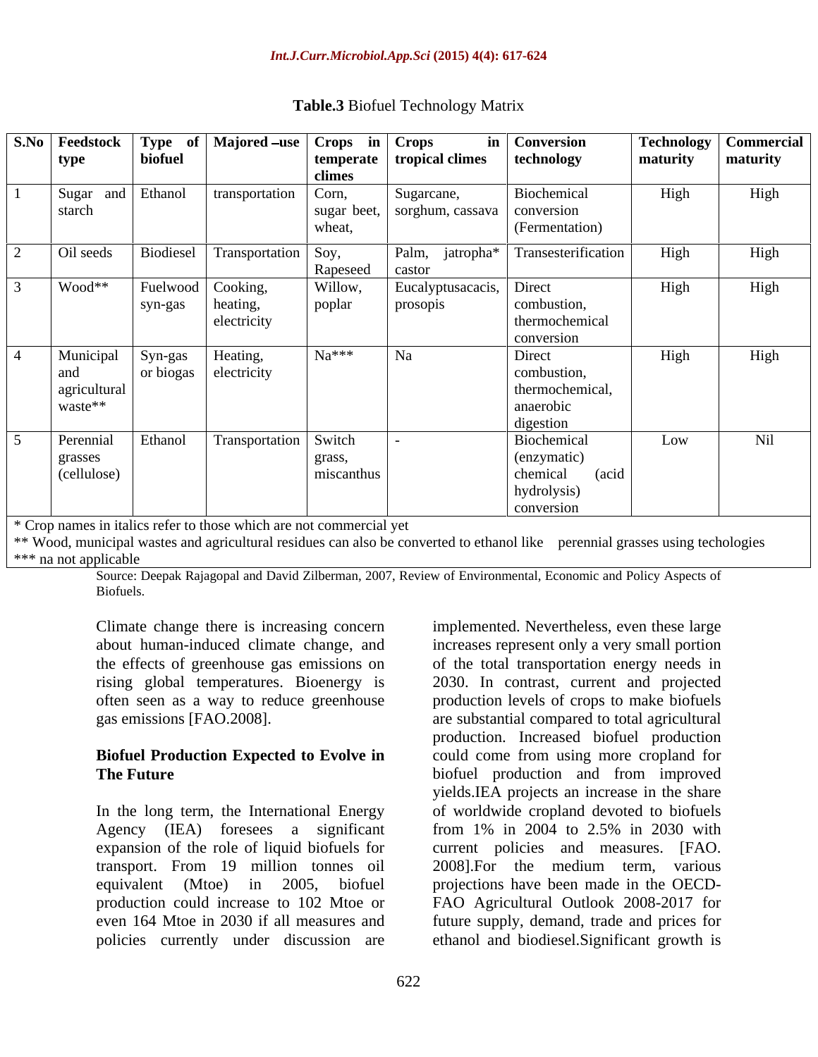**Table.3** Biofuel Technology Matrix

| S.No | Feedstock type | Type of biofuel | Majored –use | Crops in temperate climes | Crops in tropical climes | Conversion technology | Technology maturity | Commercial maturity |
|---|---|---|---|---|---|---|---|---|
| 1 | Sugar and starch | Ethanol | transportation | Corn, sugar beet, wheat, | Sugarcane, sorghum, cassava | Biochemical conversion (Fermentation) | High | High |
| 2 | Oil seeds | Biodiesel | Transportation | Soy, Rapeseed | Palm, jatropha* castor | Transesterification | High | High |
| 3 | Wood** | Fuelwood syn-gas | Cooking, heating, electricity | Willow, poplar | Eucalyptusacacis, prosopis | Direct combustion, thermochemical conversion | High | High |
| 4 | Municipal and agricultural waste** | Syn-gas or biogas | Heating, electricity | Na*** | Na | Direct combustion, thermochemical, anaerobic digestion | High | High |
| 5 | Perennial grasses (cellulose) | Ethanol | Transportation | Switch grass, miscanthus | - | Biochemical (enzymatic) chemical (acid hydrolysis) conversion | Low | Nil |

\* Crop names in italics refer to those which are not commercial yet

\*\* Wood, municipal wastes and agricultural residues can also be converted to ethanol like perennial grasses using techologies

\*\*\* na not applicable

Source: Deepak Rajagopal and David Zilberman, 2007, Review of Environmental, Economic and Policy Aspects of Biofuels.

Climate change there is increasing concern about human-induced climate change, and the effects of greenhouse gas emissions on rising global temperatures. Bioenergy is often seen as a way to reduce greenhouse gas emissions [FAO.2008].

**Biofuel Production Expected to Evolve in The Future**

In the long term, the International Energy Agency (IEA) foresees a significant expansion of the role of liquid biofuels for transport. From 19 million tonnes oil equivalent (Mtoe) in 2005, biofuel production could increase to 102 Mtoe or even 164 Mtoe in 2030 if all measures and policies currently under discussion are implemented. Nevertheless, even these large increases represent only a very small portion of the total transportation energy needs in 2030. In contrast, current and projected production levels of crops to make biofuels are substantial compared to total agricultural production. Increased biofuel production could come from using more cropland for biofuel production and from improved yields.IEA projects an increase in the share of worldwide cropland devoted to biofuels from 1% in 2004 to 2.5% in 2030 with current policies and measures. [FAO. 2008].For the medium term, various projections have been made in the OECD-FAO Agricultural Outlook 2008-2017 for future supply, demand, trade and prices for ethanol and biodiesel.Significant growth is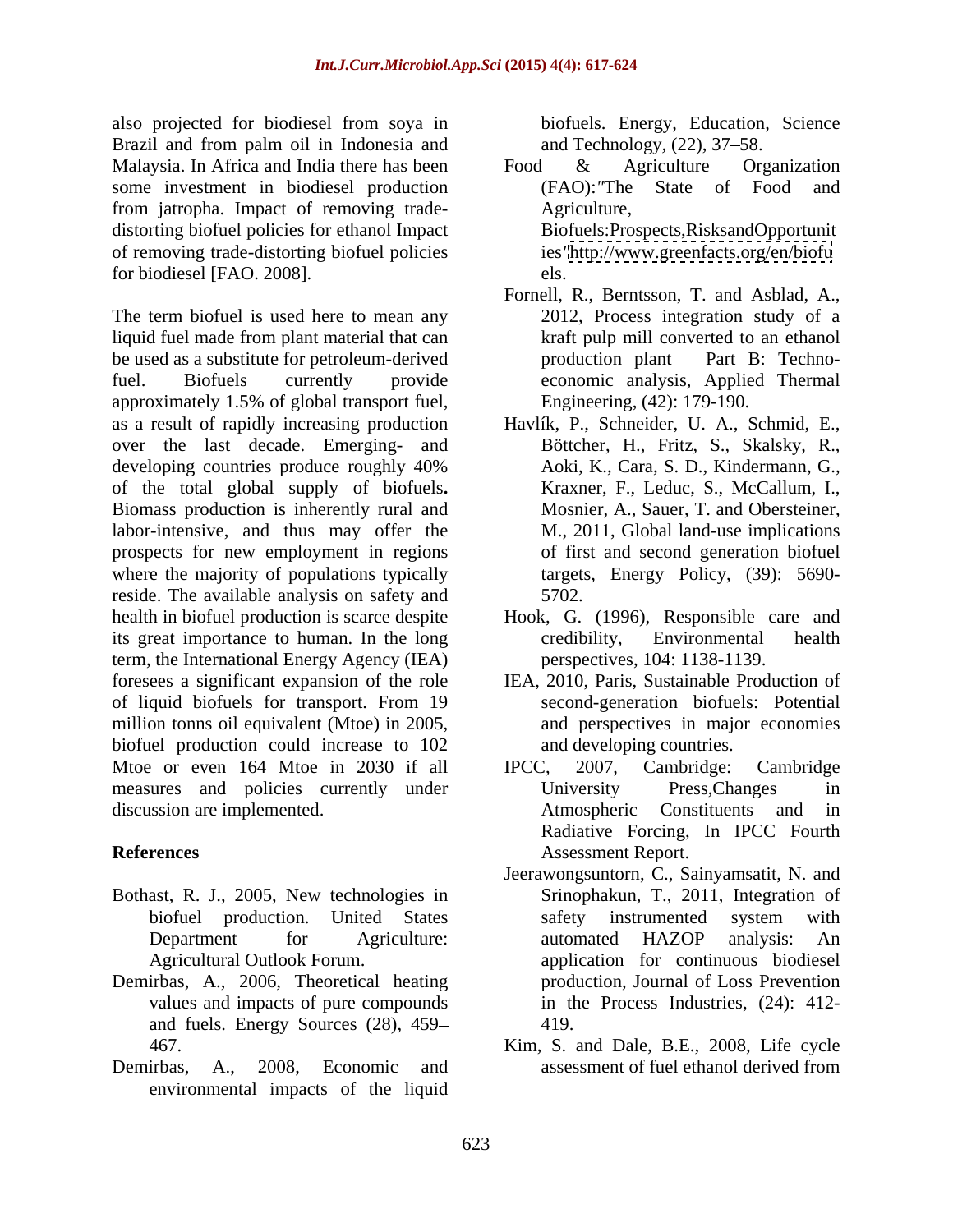also projected for biodiesel from soya in Brazil and from palm oil in Indonesia and Malaysia. In Africa and India there has been some investment in biodiesel production from jatropha. Impact of removing trade-distorting biofuel policies for ethanol Impact of removing trade-distorting biofuel policies for biodiesel [FAO. 2008].

The term biofuel is used here to mean any liquid fuel made from plant material that can be used as a substitute for petroleum-derived fuel. Biofuels currently provide approximately 1.5% of global transport fuel, as a result of rapidly increasing production over the last decade. Emerging- and developing countries produce roughly 40% of the total global supply of biofuels**.** Biomass production is inherently rural and labor-intensive, and thus may offer the prospects for new employment in regions where the majority of populations typically reside. The available analysis on safety and health in biofuel production is scarce despite its great importance to human. In the long term, the International Energy Agency (IEA) foresees a significant expansion of the role of liquid biofuels for transport. From 19 million tonns oil equivalent (Mtoe) in 2005, biofuel production could increase to 102 Mtoe or even 164 Mtoe in 2030 if all measures and policies currently under discussion are implemented.

## References

- Bothast, R. J., 2005, New technologies in biofuel production. United States Department for Agriculture: Agricultural Outlook Forum.
- Demirbas, A., 2006, Theoretical heating values and impacts of pure compounds and fuels. Energy Sources (28), 459–467.
- Demirbas, A., 2008, Economic and environmental impacts of the liquid biofuels. Energy, Education, Science and Technology, (22), 37–58.
- Food & Agriculture Organization (FAO):"The State of Food and Agriculture, Biofuels:Prospects,RisksandOpportunities" http://www.greenfacts.org/en/biofuels.
- Fornell, R., Berntsson, T. and Asblad, A., 2012, Process integration study of a kraft pulp mill converted to an ethanol production plant – Part B: Techno-economic analysis, Applied Thermal Engineering, (42): 179-190.
- Havlík, P., Schneider, U. A., Schmid, E., Böttcher, H., Fritz, S., Skalsky, R., Aoki, K., Cara, S. D., Kindermann, G., Kraxner, F., Leduc, S., McCallum, I., Mosnier, A., Sauer, T. and Obersteiner, M., 2011, Global land-use implications of first and second generation biofuel targets, Energy Policy, (39): 5690-5702.
- Hook, G. (1996), Responsible care and credibility, Environmental health perspectives, 104: 1138-1139.
- IEA, 2010, Paris, Sustainable Production of second-generation biofuels: Potential and perspectives in major economies and developing countries.
- IPCC, 2007, Cambridge: Cambridge University Press,Changes in Atmospheric Constituents and in Radiative Forcing, In IPCC Fourth Assessment Report.
- Jeerawongsuntorn, C., Sainyamsatit, N. and Srinophakun, T., 2011, Integration of safety instrumented system with automated HAZOP analysis: An application for continuous biodiesel production, Journal of Loss Prevention in the Process Industries, (24): 412-419.
- Kim, S. and Dale, B.E., 2008, Life cycle assessment of fuel ethanol derived from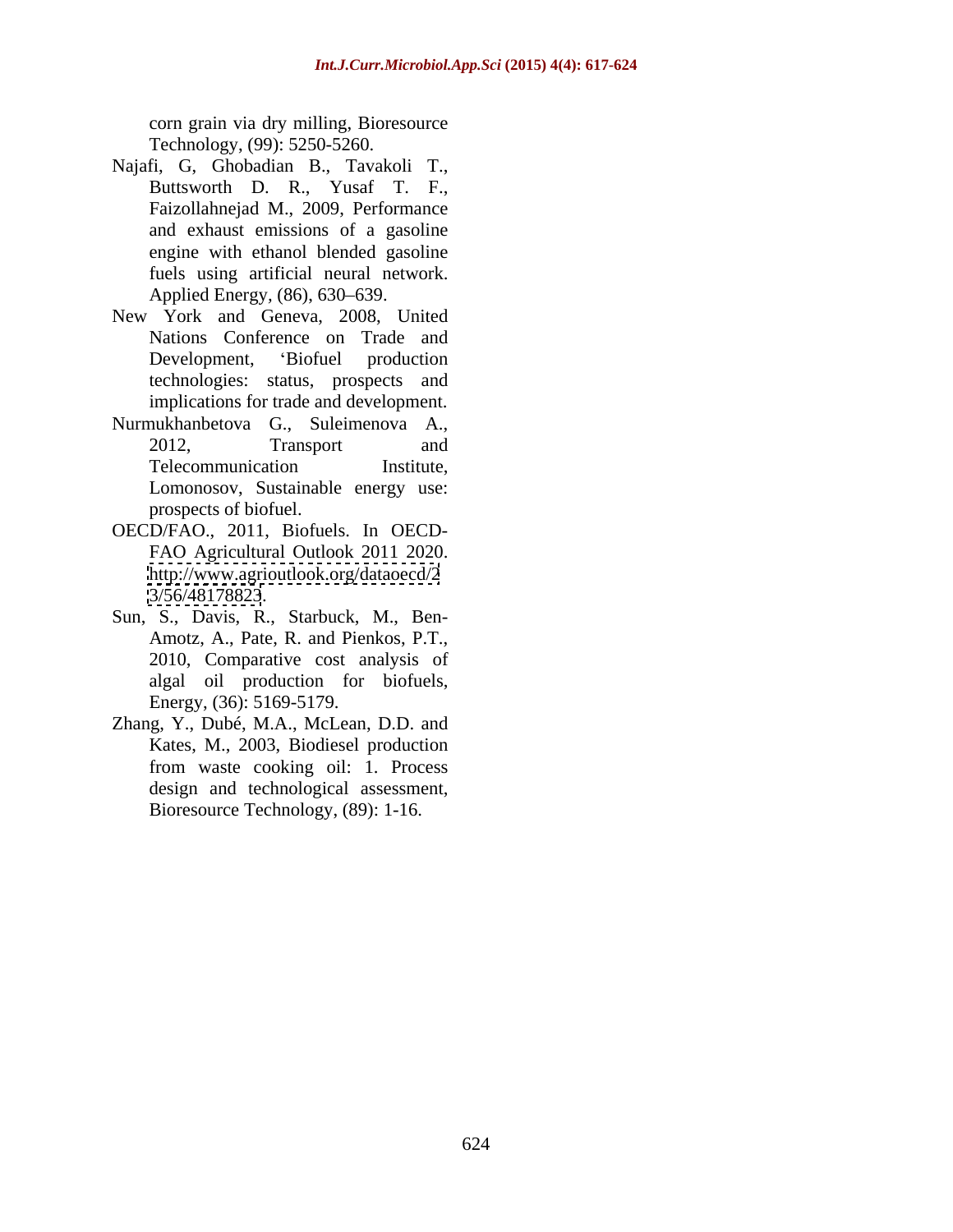corn grain via dry milling, Bioresource Technology, (99): 5250-5260.

Najafi, G, Ghobadian B., Tavakoli T., Buttsworth D. R., Yusaf T. F., Faizollahnejad M., 2009, Performance and exhaust emissions of a gasoline engine with ethanol blended gasoline fuels using artificial neural network. Applied Energy, (86), 630–639.

New York and Geneva, 2008, United Nations Conference on Trade and Development, 'Biofuel production technologies: status, prospects and implications for trade and development.

Nurmukhanbetova G., Suleimenova A., 2012, Transport and Telecommunication Institute, Lomonosov, Sustainable energy use: prospects of biofuel.

OECD/FAO., 2011, Biofuels. In OECD-FAO Agricultural Outlook 2011 2020. http://www.agrioutlook.org/dataoecd/23/56/48178823.

Sun, S., Davis, R., Starbuck, M., Ben-Amotz, A., Pate, R. and Pienkos, P.T., 2010, Comparative cost analysis of algal oil production for biofuels, Energy, (36): 5169-5179.

Zhang, Y., Dubé, M.A., McLean, D.D. and Kates, M., 2003, Biodiesel production from waste cooking oil: 1. Process design and technological assessment, Bioresource Technology, (89): 1-16.